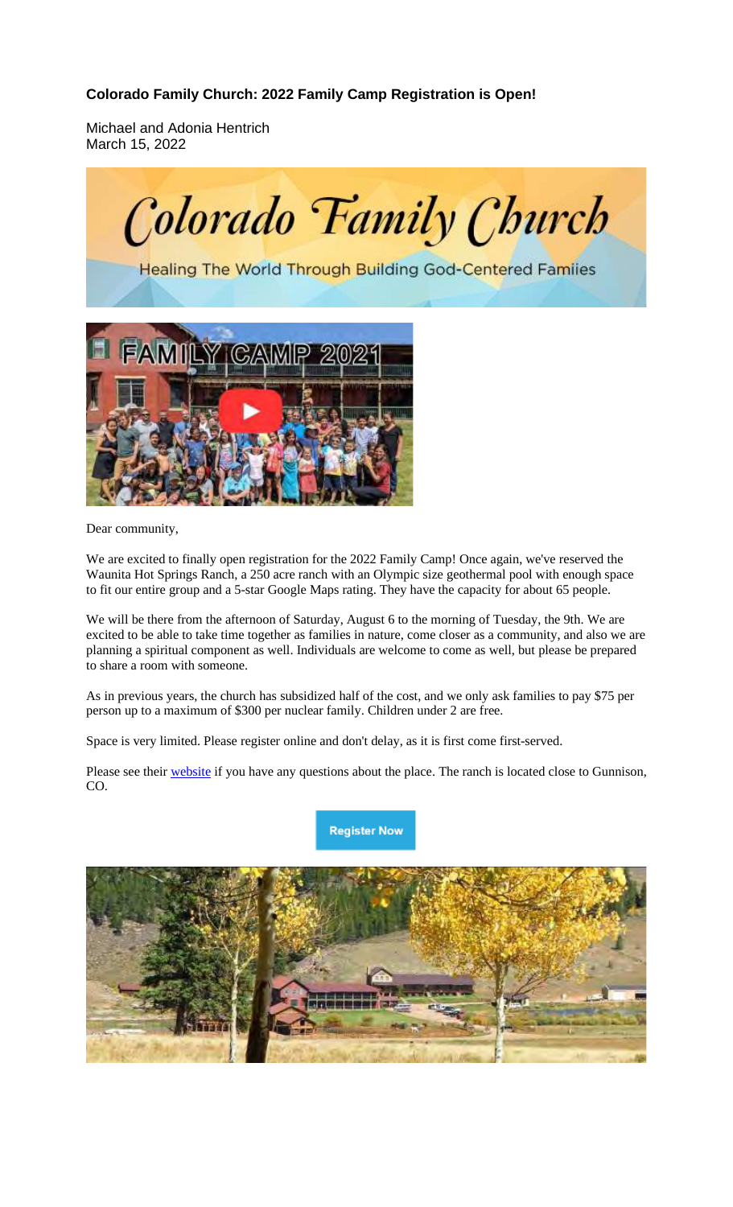**Colorado Family Church: 2022 Family Camp Registration is Open!**

Michael and Adonia Hentrich
March 15, 2022

Dear community,

We are excited to finally open registration for the 2022 Family Camp! Once again, we've reserved the Waunita Hot Springs Ranch, a 250 acre ranch with an Olympic size geothermal pool with enough space to fit our entire group and a 5-star Google Maps rating. They have the capacity for about 65 people.

We will be there from the afternoon of Saturday, August 6 to the morning of Tuesday, the 9th. We are excited to be able to take time together as families in nature, come closer as a community, and also we are planning a spiritual component as well. Individuals are welcome to come as well, but please be prepared to share a room with someone.

As in previous years, the church has subsidized half of the cost, and we only ask families to pay $75 per person up to a maximum of $300 per nuclear family. Children under 2 are free.

Space is very limited. Please register online and don't delay, as it is first come first-served.

Please see their [website] if you have any questions about the place. The ranch is located close to Gunnison, CO.

Register Now